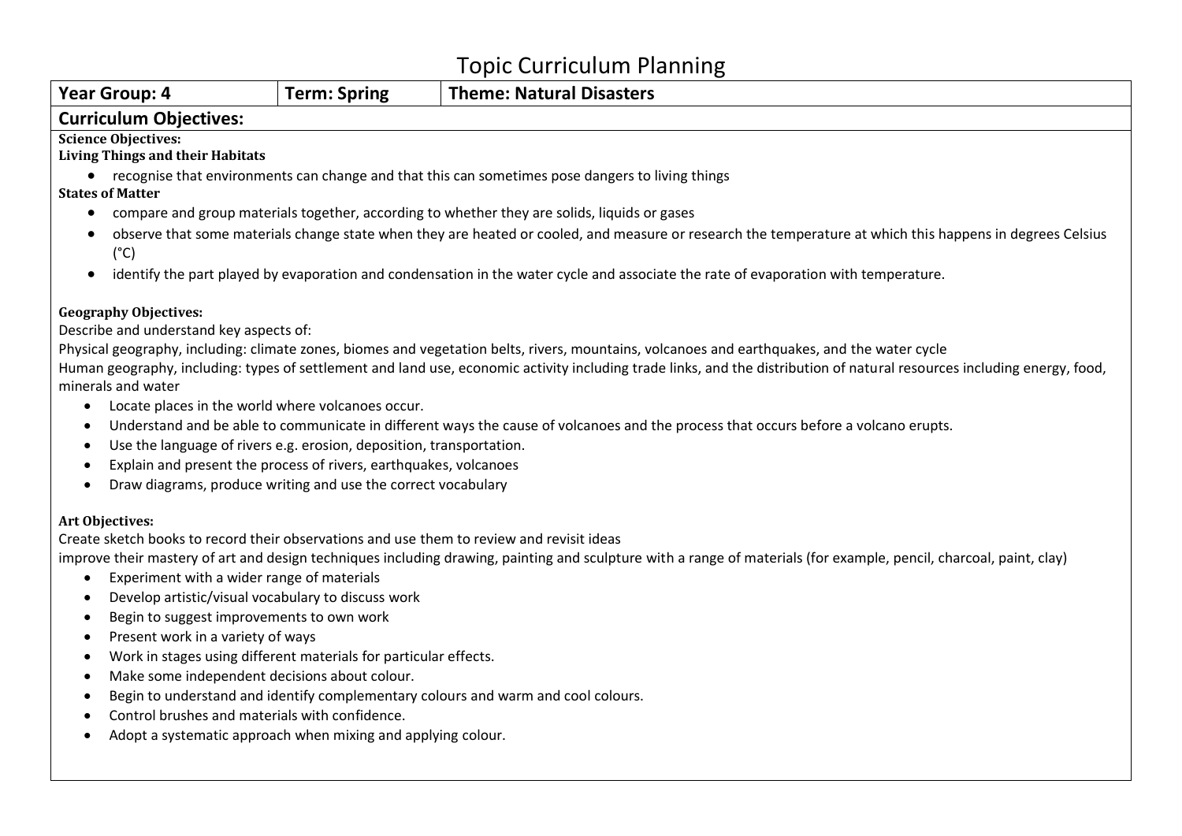# Topic Curriculum Planning

| Year Group: 4 | Term: Spring | Theme: Natural Disasters |
|---|---|---|

## Curriculum Objectives:

**Science Objectives:**

**Living Things and their Habitats**

- recognise that environments can change and that this can sometimes pose dangers to living things

**States of Matter**

- compare and group materials together, according to whether they are solids, liquids or gases
- observe that some materials change state when they are heated or cooled, and measure or research the temperature at which this happens in degrees Celsius (°C)
- identify the part played by evaporation and condensation in the water cycle and associate the rate of evaporation with temperature.

**Geography Objectives:**

Describe and understand key aspects of:

Physical geography, including: climate zones, biomes and vegetation belts, rivers, mountains, volcanoes and earthquakes, and the water cycle

Human geography, including: types of settlement and land use, economic activity including trade links, and the distribution of natural resources including energy, food, minerals and water

- Locate places in the world where volcanoes occur.
- Understand and be able to communicate in different ways the cause of volcanoes and the process that occurs before a volcano erupts.
- Use the language of rivers e.g. erosion, deposition, transportation.
- Explain and present the process of rivers, earthquakes, volcanoes
- Draw diagrams, produce writing and use the correct vocabulary

**Art Objectives:**

Create sketch books to record their observations and use them to review and revisit ideas

improve their mastery of art and design techniques including drawing, painting and sculpture with a range of materials (for example, pencil, charcoal, paint, clay)

- Experiment with a wider range of materials
- Develop artistic/visual vocabulary to discuss work
- Begin to suggest improvements to own work
- Present work in a variety of ways
- Work in stages using different materials for particular effects.
- Make some independent decisions about colour.
- Begin to understand and identify complementary colours and warm and cool colours.
- Control brushes and materials with confidence.
- Adopt a systematic approach when mixing and applying colour.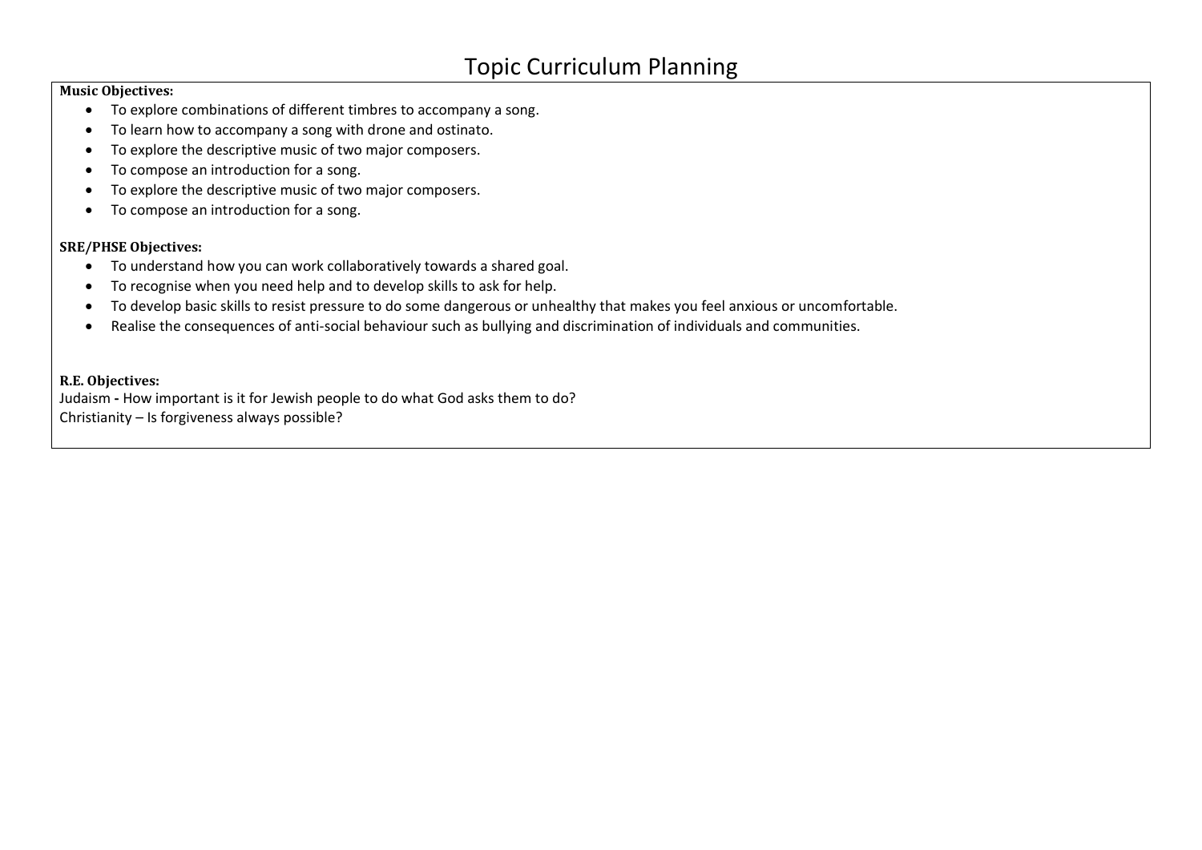# Topic Curriculum Planning

**Music Objectives:**

- To explore combinations of different timbres to accompany a song.
- To learn how to accompany a song with drone and ostinato.
- To explore the descriptive music of two major composers.
- To compose an introduction for a song.
- To explore the descriptive music of two major composers.
- To compose an introduction for a song.

**SRE/PHSE Objectives:**

- To understand how you can work collaboratively towards a shared goal.
- To recognise when you need help and to develop skills to ask for help.
- To develop basic skills to resist pressure to do some dangerous or unhealthy that makes you feel anxious or uncomfortable.
- Realise the consequences of anti-social behaviour such as bullying and discrimination of individuals and communities.

**R.E. Objectives:**

Judaism **-** How important is it for Jewish people to do what God asks them to do?
Christianity – Is forgiveness always possible?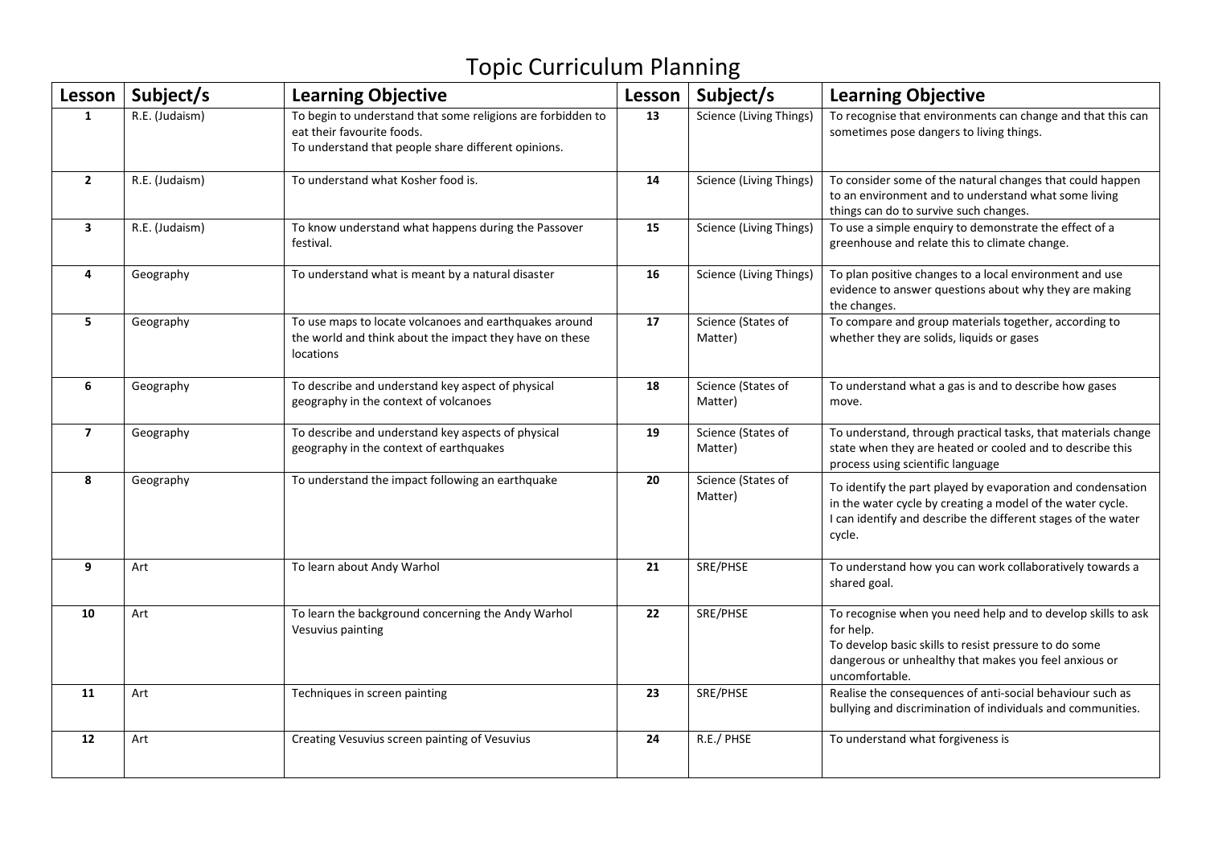# Topic Curriculum Planning

| Lesson | Subject/s | Learning Objective | Lesson | Subject/s | Learning Objective |
|---|---|---|---|---|---|
| 1 | R.E. (Judaism) | To begin to understand that some religions are forbidden to eat their favourite foods.<br>To understand that people share different opinions. | 13 | Science (Living Things) | To recognise that environments can change and that this can sometimes pose dangers to living things. |
| 2 | R.E. (Judaism) | To understand what Kosher food is. | 14 | Science (Living Things) | To consider some of the natural changes that could happen to an environment and to understand what some living things can do to survive such changes. |
| 3 | R.E. (Judaism) | To know understand what happens during the Passover festival. | 15 | Science (Living Things) | To use a simple enquiry to demonstrate the effect of a greenhouse and relate this to climate change. |
| 4 | Geography | To understand what is meant by a natural disaster | 16 | Science (Living Things) | To plan positive changes to a local environment and use evidence to answer questions about why they are making the changes. |
| 5 | Geography | To use maps to locate volcanoes and earthquakes around the world and think about the impact they have on these locations | 17 | Science (States of Matter) | To compare and group materials together, according to whether they are solids, liquids or gases |
| 6 | Geography | To describe and understand key aspect of physical geography in the context of volcanoes | 18 | Science (States of Matter) | To understand what a gas is and to describe how gases move. |
| 7 | Geography | To describe and understand key aspects of physical geography in the context of earthquakes | 19 | Science (States of Matter) | To understand, through practical tasks, that materials change state when they are heated or cooled and to describe this process using scientific language |
| 8 | Geography | To understand the impact following an earthquake | 20 | Science (States of Matter) | To identify the part played by evaporation and condensation in the water cycle by creating a model of the water cycle.<br>I can identify and describe the different stages of the water cycle. |
| 9 | Art | To learn about Andy Warhol | 21 | SRE/PHSE | To understand how you can work collaboratively towards a shared goal. |
| 10 | Art | To learn the background concerning the Andy Warhol Vesuvius painting | 22 | SRE/PHSE | To recognise when you need help and to develop skills to ask for help.<br>To develop basic skills to resist pressure to do some dangerous or unhealthy that makes you feel anxious or uncomfortable. |
| 11 | Art | Techniques in screen painting | 23 | SRE/PHSE | Realise the consequences of anti-social behaviour such as bullying and discrimination of individuals and communities. |
| 12 | Art | Creating Vesuvius screen painting of Vesuvius | 24 | R.E./ PHSE | To understand what forgiveness is |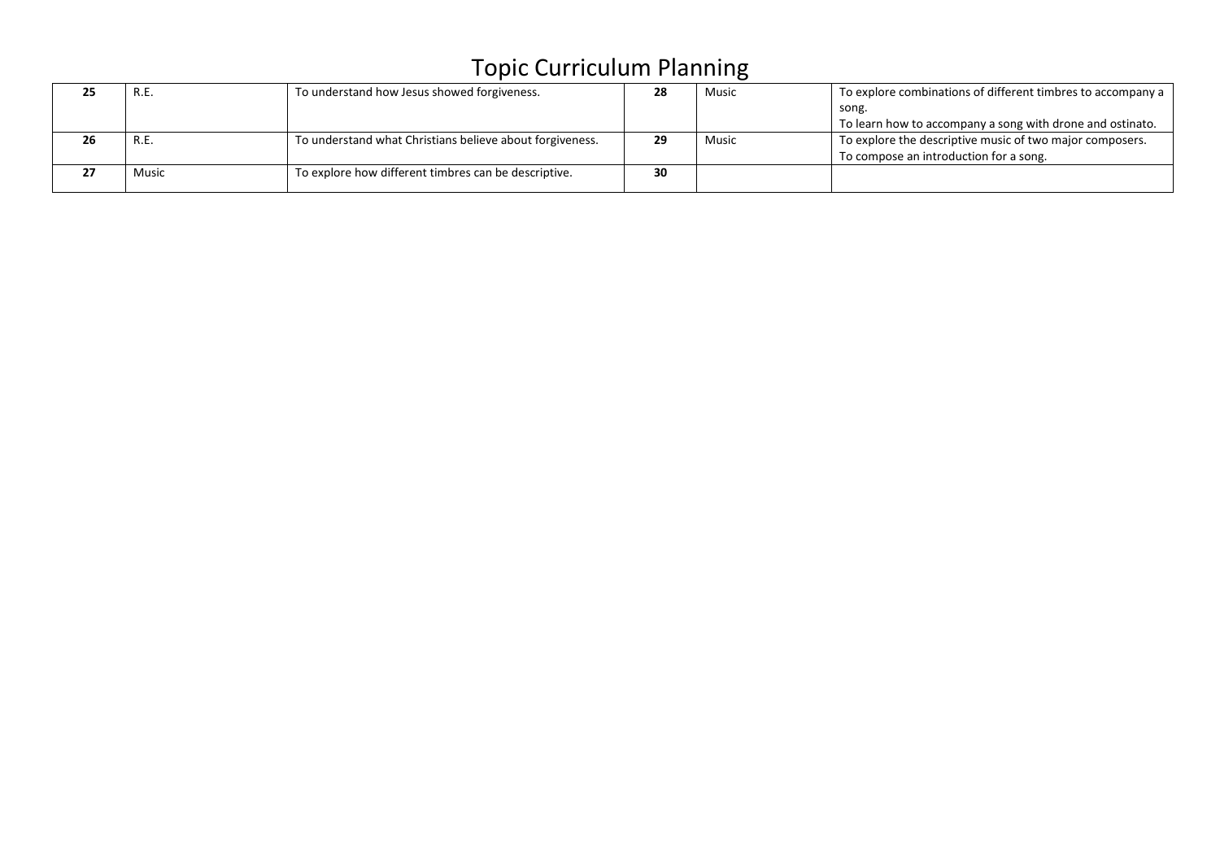# Topic Curriculum Planning

| | | | | | |
|---|---|---|---|---|---|
| **25** | R.E. | To understand how Jesus showed forgiveness. | **28** | Music | To explore combinations of different timbres to accompany a song.<br>To learn how to accompany a song with drone and ostinato. |
| **26** | R.E. | To understand what Christians believe about forgiveness. | **29** | Music | To explore the descriptive music of two major composers.<br>To compose an introduction for a song. |
| **27** | Music | To explore how different timbres can be descriptive. | **30** | | |